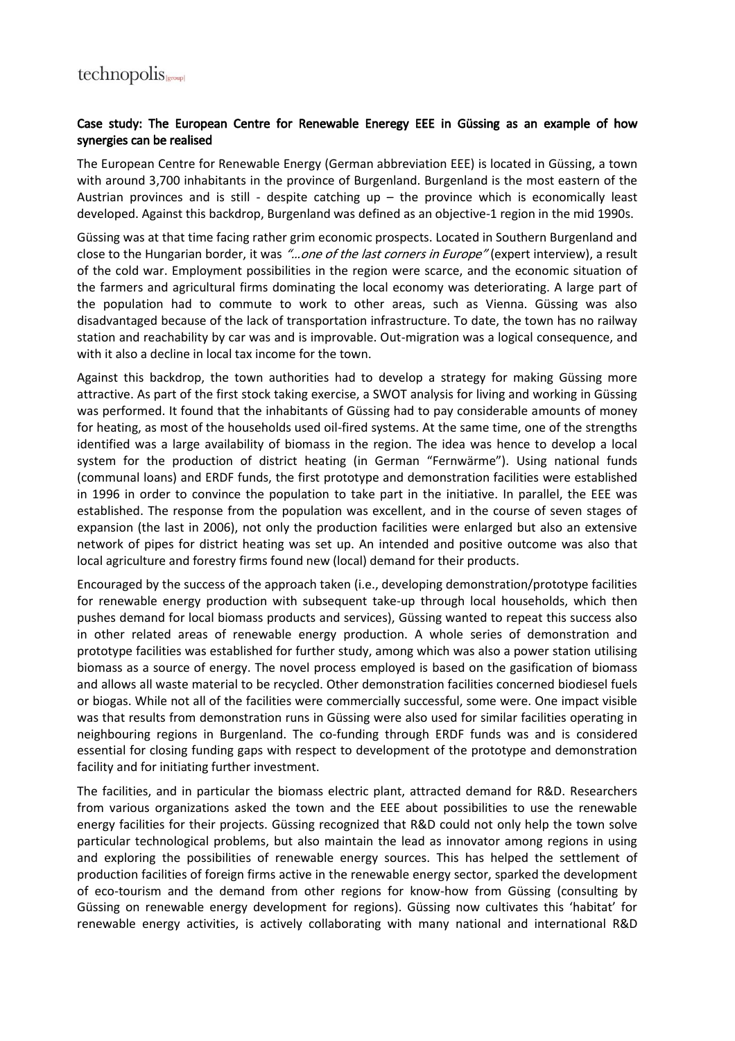## Case study: The European Centre for Renewable Eneregy EEE in Güssing as an example of how synergies can be realised

The European Centre for Renewable Energy (German abbreviation EEE) is located in Güssing, a town with around 3,700 inhabitants in the province of Burgenland. Burgenland is the most eastern of the Austrian provinces and is still - despite catching up – the province which is economically least developed. Against this backdrop, Burgenland was defined as an objective-1 region in the mid 1990s.

Güssing was at that time facing rather grim economic prospects. Located in Southern Burgenland and close to the Hungarian border, it was *"…one of the last corners in Europe"* (expert interview), a result of the cold war. Employment possibilities in the region were scarce, and the economic situation of the farmers and agricultural firms dominating the local economy was deteriorating. A large part of the population had to commute to work to other areas, such as Vienna. Güssing was also disadvantaged because of the lack of transportation infrastructure. To date, the town has no railway station and reachability by car was and is improvable. Out-migration was a logical consequence, and with it also a decline in local tax income for the town.

Against this backdrop, the town authorities had to develop a strategy for making Güssing more attractive. As part of the first stock taking exercise, a SWOT analysis for living and working in Güssing was performed. It found that the inhabitants of Güssing had to pay considerable amounts of money for heating, as most of the households used oil-fired systems. At the same time, one of the strengths identified was a large availability of biomass in the region. The idea was hence to develop a local system for the production of district heating (in German "Fernwärme"). Using national funds (communal loans) and ERDF funds, the first prototype and demonstration facilities were established in 1996 in order to convince the population to take part in the initiative. In parallel, the EEE was established. The response from the population was excellent, and in the course of seven stages of expansion (the last in 2006), not only the production facilities were enlarged but also an extensive network of pipes for district heating was set up. An intended and positive outcome was also that local agriculture and forestry firms found new (local) demand for their products.

Encouraged by the success of the approach taken (i.e., developing demonstration/prototype facilities for renewable energy production with subsequent take-up through local households, which then pushes demand for local biomass products and services), Güssing wanted to repeat this success also in other related areas of renewable energy production. A whole series of demonstration and prototype facilities was established for further study, among which was also a power station utilising biomass as a source of energy. The novel process employed is based on the gasification of biomass and allows all waste material to be recycled. Other demonstration facilities concerned biodiesel fuels or biogas. While not all of the facilities were commercially successful, some were. One impact visible was that results from demonstration runs in Güssing were also used for similar facilities operating in neighbouring regions in Burgenland. The co-funding through ERDF funds was and is considered essential for closing funding gaps with respect to development of the prototype and demonstration facility and for initiating further investment.

The facilities, and in particular the biomass electric plant, attracted demand for R&D. Researchers from various organizations asked the town and the EEE about possibilities to use the renewable energy facilities for their projects. Güssing recognized that R&D could not only help the town solve particular technological problems, but also maintain the lead as innovator among regions in using and exploring the possibilities of renewable energy sources. This has helped the settlement of production facilities of foreign firms active in the renewable energy sector, sparked the development of eco-tourism and the demand from other regions for know-how from Güssing (consulting by Güssing on renewable energy development for regions). Güssing now cultivates this 'habitat' for renewable energy activities, is actively collaborating with many national and international R&D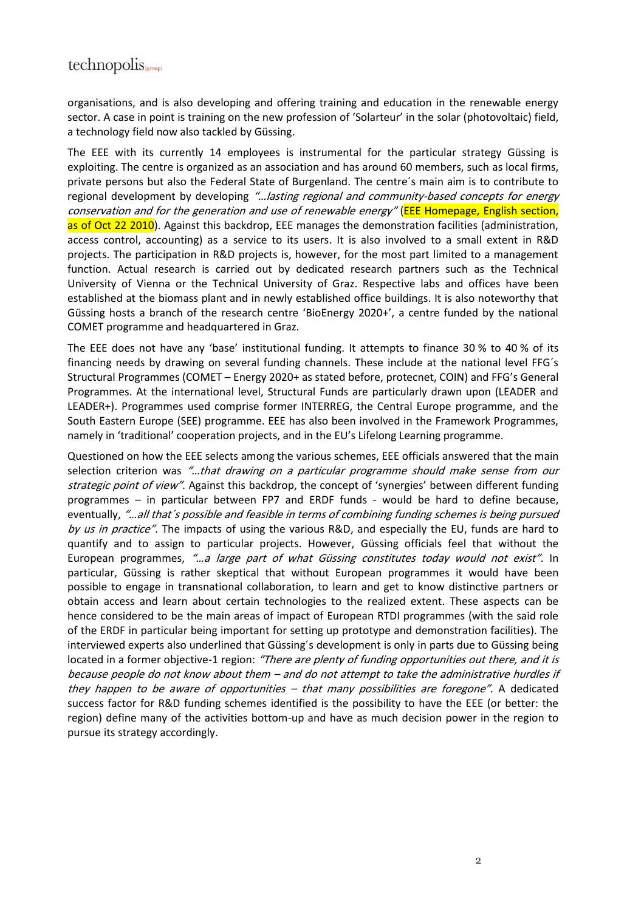organisations, and is also developing and offering training and education in the renewable energy sector. A case in point is training on the new profession of 'Solarteur' in the solar (photovoltaic) field, a technology field now also tackled by Güssing.

The EEE with its currently 14 employees is instrumental for the particular strategy Güssing is exploiting. The centre is organized as an association and has around 60 members, such as local firms, private persons but also the Federal State of Burgenland. The centre´s main aim is to contribute to regional development by developing *"…lasting regional and community-based concepts for energy conservation and for the generation and use of renewable energy"* (EEE Homepage, English section, as of Oct 22 2010). Against this backdrop, EEE manages the demonstration facilities (administration, access control, accounting) as a service to its users. It is also involved to a small extent in R&D projects. The participation in R&D projects is, however, for the most part limited to a management function. Actual research is carried out by dedicated research partners such as the Technical University of Vienna or the Technical University of Graz. Respective labs and offices have been established at the biomass plant and in newly established office buildings. It is also noteworthy that Güssing hosts a branch of the research centre 'BioEnergy 2020+', a centre funded by the national COMET programme and headquartered in Graz.

The EEE does not have any 'base' institutional funding. It attempts to finance 30 % to 40 % of its financing needs by drawing on several funding channels. These include at the national level FFG´s Structural Programmes (COMET – Energy 2020+ as stated before, protecnet, COIN) and FFG's General Programmes. At the international level, Structural Funds are particularly drawn upon (LEADER and LEADER+). Programmes used comprise former INTERREG, the Central Europe programme, and the South Eastern Europe (SEE) programme. EEE has also been involved in the Framework Programmes, namely in 'traditional' cooperation projects, and in the EU's Lifelong Learning programme.

Questioned on how the EEE selects among the various schemes, EEE officials answered that the main selection criterion was *"…that drawing on a particular programme should make sense from our strategic point of view"*. Against this backdrop, the concept of 'synergies' between different funding programmes – in particular between FP7 and ERDF funds - would be hard to define because, eventually, *"…all that´s possible and feasible in terms of combining funding schemes is being pursued by us in practice"*. The impacts of using the various R&D, and especially the EU, funds are hard to quantify and to assign to particular projects. However, Güssing officials feel that without the European programmes, *"…a large part of what Güssing constitutes today would not exist"*. In particular, Güssing is rather skeptical that without European programmes it would have been possible to engage in transnational collaboration, to learn and get to know distinctive partners or obtain access and learn about certain technologies to the realized extent. These aspects can be hence considered to be the main areas of impact of European RTDI programmes (with the said role of the ERDF in particular being important for setting up prototype and demonstration facilities). The interviewed experts also underlined that Güssing´s development is only in parts due to Güssing being located in a former objective-1 region: *"There are plenty of funding opportunities out there, and it is because people do not know about them – and do not attempt to take the administrative hurdles if they happen to be aware of opportunities – that many possibilities are foregone"*. A dedicated success factor for R&D funding schemes identified is the possibility to have the EEE (or better: the region) define many of the activities bottom-up and have as much decision power in the region to pursue its strategy accordingly.